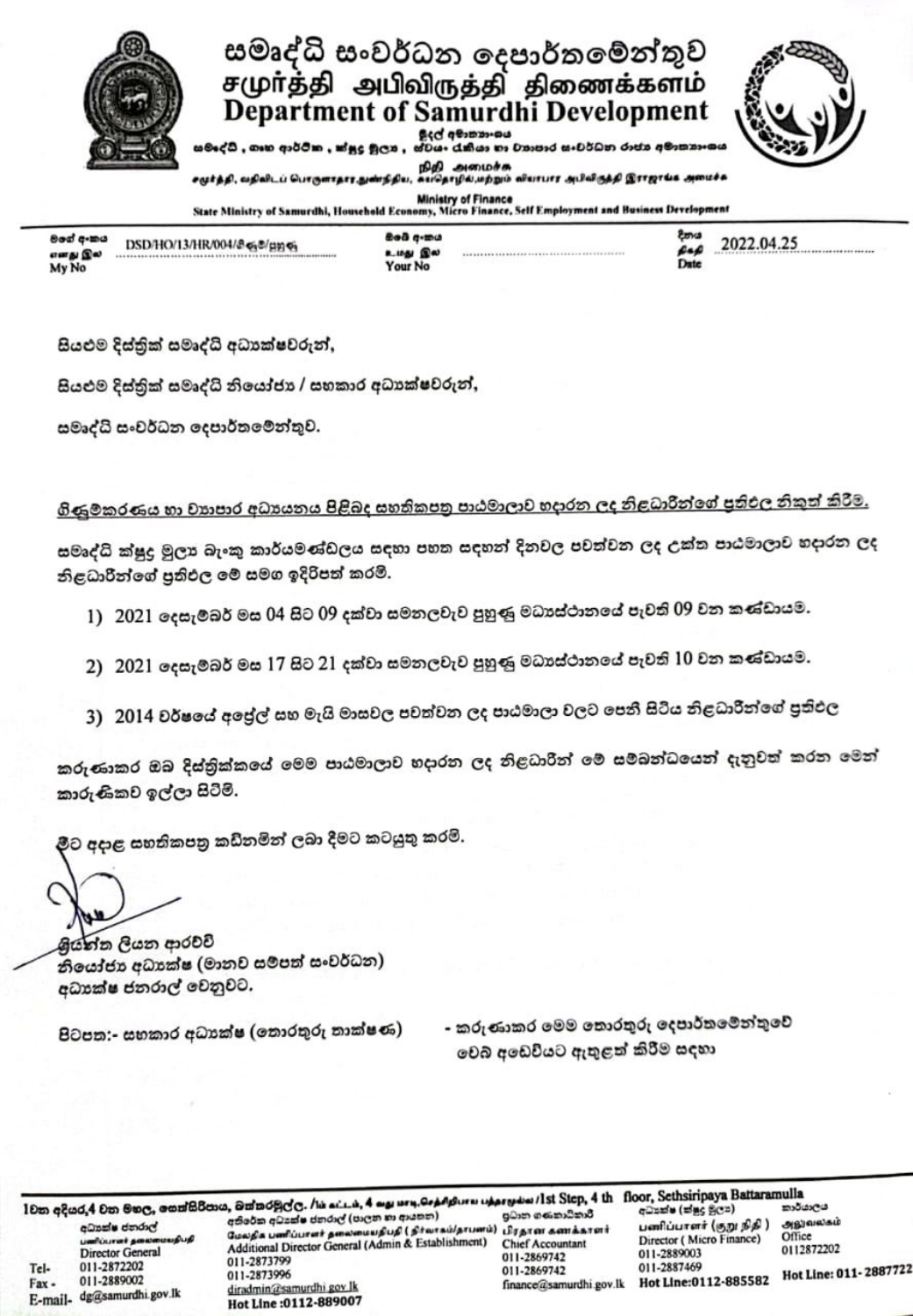# සමෘද්ධි සංවර්ධන දෙපාර්තමේන්තුව
# சமுர்த்தி அபிவிருத்தி திணைக்களம்
# Department of Samurdhi Development

මුදල් අමාත්‍යාංශය
සමෘද්ධි, ගෘහ ආර්ථික, ක්ෂුද්‍ර මූල්‍ය, ස්වයං රැකියා හා ව්‍යාපාර සංවර්ධන රාජ්‍ය අමාත්‍යාංශය
நிதி அமைச்சு
சமுர்த்தி, வதிவிடப் பொருளாதார,நுண்நிதிய, சுயதொழில்,மற்றும் வியாபார அபிவிருத்தி இராஜாங்க அமைச்சு
Ministry of Finance
State Ministry of Samurdhi, Household Economy, Micro Finance, Self Employment and Business Development

| මගේ අංකය / எனது இல / My No | ඔබේ අංකය / உமது இல / Your No | දිනය / திகதி / Date |
|---|---|---|
| DSD/HO/13/HR/004/ශිෂ්‍යත්ව/පුහුණු | | 2022.04.25 |

සියළුම දිස්ත්‍රික් සමෘද්ධි අධ්‍යක්ෂවරුන්,

සියළුම දිස්ත්‍රික් සමෘද්ධි නියෝජ්‍ය / සහකාර අධ්‍යක්ෂවරුන්,

සමෘද්ධි සංවර්ධන දෙපාර්තමේන්තුව.

<u>ගිණුම්කරණය හා ව්‍යාපාර අධ්‍යයනය පිළිබඳ සහතිකපත්‍ර පාඨමාලාව හදාරන ලද නිළධාරීන්ගේ ප්‍රතිඵල නිකුත් කිරීම.</u>

සමෘද්ධි ක්ෂුද්‍ර මූල්‍ය බැංකු කාර්යමණ්ඩලය සඳහා පහත සඳහන් දිනවල පවත්වන ලද උක්ත පාඨමාලාව හදාරන ලද නිළධාරීන්ගේ ප්‍රතිඵල මේ සමග ඉදිරිපත් කරමි.

1) 2021 දෙසැම්බර් මස 04 සිට 09 දක්වා සමනලවැව පුහුණු මධ්‍යස්ථානයේ පැවති 09 වන කණ්ඩායම.

2) 2021 දෙසැම්බර් මස 17 සිට 21 දක්වා සමනලවැව පුහුණු මධ්‍යස්ථානයේ පැවති 10 වන කණ්ඩායම.

3) 2014 වර්ෂයේ අප්‍රේල් සහ මැයි මාසවල පවත්වන ලද පාඨමාලා වලට පෙනී සිටිය නිළධාරීන්ගේ ප්‍රතිඵල

කරුණාකර ඔබ දිස්ත්‍රික්කයේ මෙම පාඨමාලාව හදාරන ලද නිළධාරීන් මේ සම්බන්ධයෙන් දැනුවත් කරන මෙන් කාරුණිකව ඉල්ලා සිටිමි.

මීට අදාළ සහතිකපත්‍ර කඩිනමින් ලබා දීමට කටයුතු කරමි.

ප්‍රියන්ත ලියන ආරච්චි
නියෝජ්‍ය අධ්‍යක්ෂ (මානව සම්පත් සංවර්ධන)
අධ්‍යක්ෂ ජනරාල් වෙනුවට.

පිටපත:- සහකාර අධ්‍යක්ෂ (තොරතුරු තාක්ෂණ) - කරුණාකර මෙම තොරතුරු දෙපාර්තමේන්තුවේ වෙබ් අඩවියට ඇතුළත් කිරීම සඳහා

---

1වන අදියර,4 වන මහල, සෙත්සිරිපාය, බත්තරමුල්ල. / 1st Step, 4 th floor, Sethsiripaya Battaramulla

| | අධ්‍යක්ෂ ජනරාල් / Director General | අතිරේක අධ්‍යක්ෂ ජනරාල් (පාලන හා ආයතන) / Additional Director General (Admin & Establishment) | ප්‍රධාන ගණකාධිකාරී / Chief Accountant | අධ්‍යක්ෂ (ක්ෂුද්‍ර මූල්‍ය) / Director ( Micro Finance) | කාර්යාලය / Office |
|---|---|---|---|---|---|
| Tel- | 011-2872202 | 011-2873799 | 011-2869742 | 011-2889003 | 0112872202 |
| Fax - | 011-2889002 | 011-2873996 | 011-2869742 | 011-2887469 | |
| E-mail- | dg@samurdhi.gov.lk | diradmin@samurdhi.gov.lk | finance@samurdhi.gov.lk | | |
| | | Hot Line :0112-889007 | | Hot Line:0112-885582 | Hot Line: 011- 2887722 |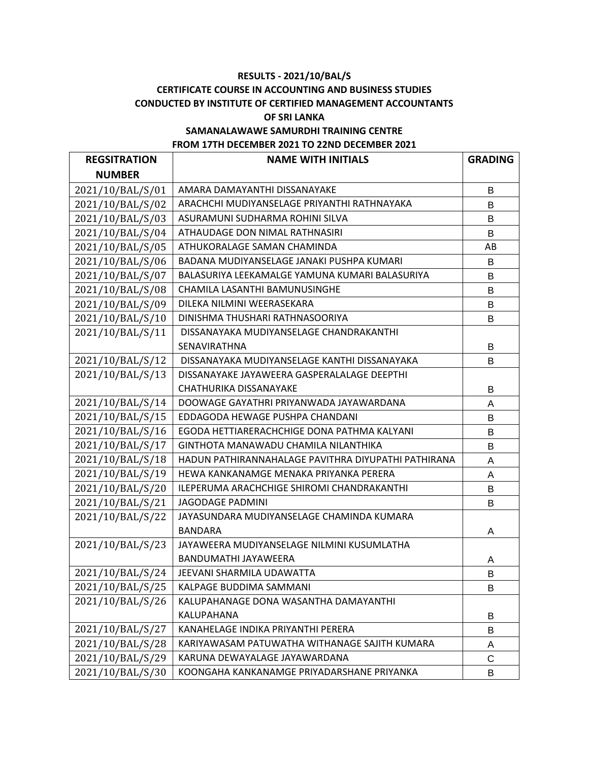**RESULTS - 2021/10/BAL/S**

**CERTIFICATE COURSE IN ACCOUNTING AND BUSINESS STUDIES**

**CONDUCTED BY INSTITUTE OF CERTIFIED MANAGEMENT ACCOUNTANTS OF SRI LANKA**

**SAMANALAWAWE SAMURDHI TRAINING CENTRE**

**FROM 17TH DECEMBER 2021 TO 22ND DECEMBER 2021**

| REGSITRATION NUMBER | NAME WITH INITIALS | GRADING |
|---|---|---|
| 2021/10/BAL/S/01 | AMARA DAMAYANTHI DISSANAYAKE | B |
| 2021/10/BAL/S/02 | ARACHCHI MUDIYANSELAGE PRIYANTHI RATHNAYAKA | B |
| 2021/10/BAL/S/03 | ASURAMUNI SUDHARMA ROHINI SILVA | B |
| 2021/10/BAL/S/04 | ATHAUDAGE DON NIMAL RATHNASIRI | B |
| 2021/10/BAL/S/05 | ATHUKORALAGE SAMAN CHAMINDA | AB |
| 2021/10/BAL/S/06 | BADANA MUDIYANSELAGE JANAKI PUSHPA KUMARI | B |
| 2021/10/BAL/S/07 | BALASURIYA LEEKAMALGE YAMUNA KUMARI BALASURIYA | B |
| 2021/10/BAL/S/08 | CHAMILA LASANTHI BAMUNUSINGHE | B |
| 2021/10/BAL/S/09 | DILEKA NILMINI WEERASEKARA | B |
| 2021/10/BAL/S/10 | DINISHMA THUSHARI RATHNASOORIYA | B |
| 2021/10/BAL/S/11 | DISSANAYAKA MUDIYANSELAGE CHANDRAKANTHI SENAVIRATHNA | B |
| 2021/10/BAL/S/12 | DISSANAYAKA MUDIYANSELAGE KANTHI DISSANAYAKA | B |
| 2021/10/BAL/S/13 | DISSANAYAKE JAYAWEERA GASPERALALAGE DEEPTHI CHATHURIKA DISSANAYAKE | B |
| 2021/10/BAL/S/14 | DOOWAGE GAYATHRI PRIYANWADA JAYAWARDANA | A |
| 2021/10/BAL/S/15 | EDDAGODA HEWAGE PUSHPA CHANDANI | B |
| 2021/10/BAL/S/16 | EGODA HETTIARERACHCHIGE DONA PATHMA KALYANI | B |
| 2021/10/BAL/S/17 | GINTHOTA MANAWADU CHAMILA NILANTHIKA | B |
| 2021/10/BAL/S/18 | HADUN PATHIRANNAHALAGE PAVITHRA DIYUPATHI PATHIRANA | A |
| 2021/10/BAL/S/19 | HEWA KANKANAMGE MENAKA PRIYANKA PERERA | A |
| 2021/10/BAL/S/20 | ILEPERUMA ARACHCHIGE SHIROMI CHANDRAKANTHI | B |
| 2021/10/BAL/S/21 | JAGODAGE PADMINI | B |
| 2021/10/BAL/S/22 | JAYASUNDARA MUDIYANSELAGE CHAMINDA KUMARA BANDARA | A |
| 2021/10/BAL/S/23 | JAYAWEERA MUDIYANSELAGE NILMINI KUSUMLATHA BANDUMATHI JAYAWEERA | A |
| 2021/10/BAL/S/24 | JEEVANI SHARMILA UDAWATTA | B |
| 2021/10/BAL/S/25 | KALPAGE BUDDIMA SAMMANI | B |
| 2021/10/BAL/S/26 | KALUPAHANAGE DONA WASANTHA DAMAYANTHI KALUPAHANA | B |
| 2021/10/BAL/S/27 | KANAHELAGE INDIKA PRIYANTHI PERERA | B |
| 2021/10/BAL/S/28 | KARIYAWASAM PATUWATHA WITHANAGE SAJITH KUMARA | A |
| 2021/10/BAL/S/29 | KARUNA DEWAYALAGE JAYAWARDANA | C |
| 2021/10/BAL/S/30 | KOONGAHA KANKANAMGE PRIYADARSHANE PRIYANKA | B |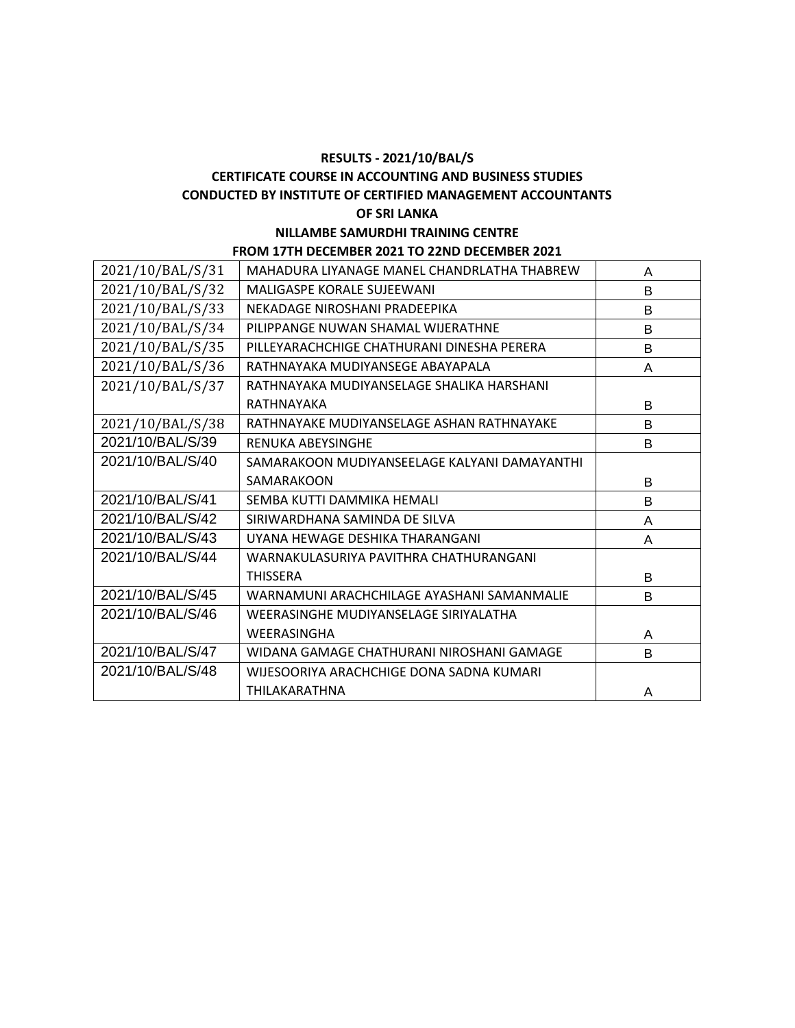**RESULTS - 2021/10/BAL/S**

**CERTIFICATE COURSE IN ACCOUNTING AND BUSINESS STUDIES**

**CONDUCTED BY INSTITUTE OF CERTIFIED MANAGEMENT ACCOUNTANTS OF SRI LANKA**

**NILLAMBE SAMURDHI TRAINING CENTRE**

**FROM 17TH DECEMBER 2021 TO 22ND DECEMBER 2021**

| | | |
|---|---|---|
| 2021/10/BAL/S/31 | MAHADURA LIYANAGE MANEL CHANDRLATHA THABREW | A |
| 2021/10/BAL/S/32 | MALIGASPE KORALE SUJEEWANI | B |
| 2021/10/BAL/S/33 | NEKADAGE NIROSHANI PRADEEPIKA | B |
| 2021/10/BAL/S/34 | PILIPPANGE NUWAN SHAMAL WIJERATHNE | B |
| 2021/10/BAL/S/35 | PILLEYARACHCHIGE CHATHURANI DINESHA PERERA | B |
| 2021/10/BAL/S/36 | RATHNAYAKA MUDIYANSEGE ABAYAPALA | A |
| 2021/10/BAL/S/37 | RATHNAYAKA MUDIYANSELAGE SHALIKA HARSHANI RATHNAYAKA | B |
| 2021/10/BAL/S/38 | RATHNAYAKE MUDIYANSELAGE ASHAN RATHNAYAKE | B |
| 2021/10/BAL/S/39 | RENUKA ABEYSINGHE | B |
| 2021/10/BAL/S/40 | SAMARAKOON MUDIYANSEELAGE KALYANI DAMAYANTHI SAMARAKOON | B |
| 2021/10/BAL/S/41 | SEMBA KUTTI DAMMIKA HEMALI | B |
| 2021/10/BAL/S/42 | SIRIWARDHANA SAMINDA DE SILVA | A |
| 2021/10/BAL/S/43 | UYANA HEWAGE DESHIKA THARANGANI | A |
| 2021/10/BAL/S/44 | WARNAKULASURIYA PAVITHRA CHATHURANGANI THISSERA | B |
| 2021/10/BAL/S/45 | WARNAMUNI ARACHCHILAGE AYASHANI SAMANMALIE | B |
| 2021/10/BAL/S/46 | WEERASINGHE MUDIYANSELAGE SIRIYALATHA WEERASINGHA | A |
| 2021/10/BAL/S/47 | WIDANA GAMAGE CHATHURANI NIROSHANI GAMAGE | B |
| 2021/10/BAL/S/48 | WIJESOORIYA ARACHCHIGE DONA SADNA KUMARI THILAKARATHNA | A |